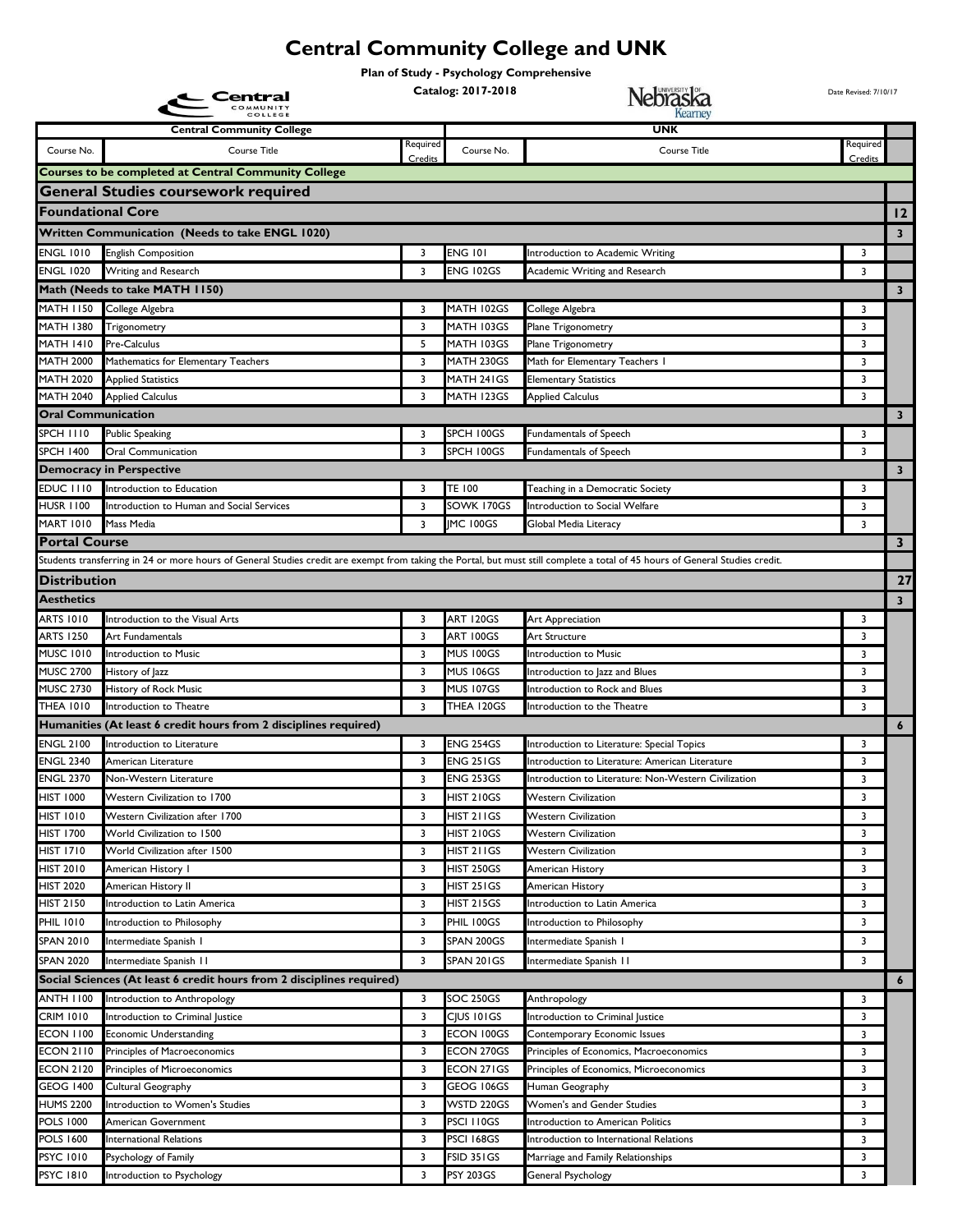# Central Community College and UNK

**Plan of Study - Psychology Comprehensive**

**Catalog: 2017-2018**

Date Revised: 7/10/17

| Central Community College | | | UNK | | | |
|---|---|---|---|---|---|---|
| Course No. | Course Title | Required Credits | Course No. | Course Title | Required Credits | |
| **Courses to be completed at Central Community College** | | | | | | |
| **General Studies coursework required** | | | | | | |
| **Foundational Core** | | | | | | **12** |
| **Written Communication (Needs to take ENGL 1020)** | | | | | | **3** |
| ENGL 1010 | English Composition | 3 | ENG 101 | Introduction to Academic Writing | 3 | |
| ENGL 1020 | Writing and Research | 3 | ENG 102GS | Academic Writing and Research | 3 | |
| **Math (Needs to take MATH 1150)** | | | | | | **3** |
| MATH 1150 | College Algebra | 3 | MATH 102GS | College Algebra | 3 | |
| MATH 1380 | Trigonometry | 3 | MATH 103GS | Plane Trigonometry | 3 | |
| MATH 1410 | Pre-Calculus | 5 | MATH 103GS | Plane Trigonometry | 3 | |
| MATH 2000 | Mathematics for Elementary Teachers | 3 | MATH 230GS | Math for Elementary Teachers I | 3 | |
| MATH 2020 | Applied Statistics | 3 | MATH 241GS | Elementary Statistics | 3 | |
| MATH 2040 | Applied Calculus | 3 | MATH 123GS | Applied Calculus | 3 | |
| **Oral Communication** | | | | | | **3** |
| SPCH 1110 | Public Speaking | 3 | SPCH 100GS | Fundamentals of Speech | 3 | |
| SPCH 1400 | Oral Communication | 3 | SPCH 100GS | Fundamentals of Speech | 3 | |
| **Democracy in Perspective** | | | | | | **3** |
| EDUC 1110 | Introduction to Education | 3 | TE 100 | Teaching in a Democratic Society | 3 | |
| HUSR 1100 | Introduction to Human and Social Services | 3 | SOWK 170GS | Introduction to Social Welfare | 3 | |
| MART 1010 | Mass Media | 3 | JMC 100GS | Global Media Literacy | 3 | |
| **Portal Course** | | | | | | **3** |
| Students transferring in 24 or more hours of General Studies credit are exempt from taking the Portal, but must still complete a total of 45 hours of General Studies credit. | | | | | | |
| **Distribution** | | | | | | **27** |
| **Aesthetics** | | | | | | **3** |
| ARTS 1010 | Introduction to the Visual Arts | 3 | ART 120GS | Art Appreciation | 3 | |
| ARTS 1250 | Art Fundamentals | 3 | ART 100GS | Art Structure | 3 | |
| MUSC 1010 | Introduction to Music | 3 | MUS 100GS | Introduction to Music | 3 | |
| MUSC 2700 | History of Jazz | 3 | MUS 106GS | Introduction to Jazz and Blues | 3 | |
| MUSC 2730 | History of Rock Music | 3 | MUS 107GS | Introduction to Rock and Blues | 3 | |
| THEA 1010 | Introduction to Theatre | 3 | THEA 120GS | Introduction to the Theatre | 3 | |
| **Humanities (At least 6 credit hours from 2 disciplines required)** | | | | | | **6** |
| ENGL 2100 | Introduction to Literature | 3 | ENG 254GS | Introduction to Literature: Special Topics | 3 | |
| ENGL 2340 | American Literature | 3 | ENG 251GS | Introduction to Literature: American Literature | 3 | |
| ENGL 2370 | Non-Western Literature | 3 | ENG 253GS | Introduction to Literature: Non-Western Civilization | 3 | |
| HIST 1000 | Western Civilization to 1700 | 3 | HIST 210GS | Western Civilization | 3 | |
| HIST 1010 | Western Civilization after 1700 | 3 | HIST 211GS | Western Civilization | 3 | |
| HIST 1700 | World Civilization to 1500 | 3 | HIST 210GS | Western Civilization | 3 | |
| HIST 1710 | World Civilization after 1500 | 3 | HIST 211GS | Western Civilization | 3 | |
| HIST 2010 | American History I | 3 | HIST 250GS | American History | 3 | |
| HIST 2020 | American History II | 3 | HIST 251GS | American History | 3 | |
| HIST 2150 | Introduction to Latin America | 3 | HIST 215GS | Introduction to Latin America | 3 | |
| PHIL 1010 | Introduction to Philosophy | 3 | PHIL 100GS | Introduction to Philosophy | 3 | |
| SPAN 2010 | Intermediate Spanish I | 3 | SPAN 200GS | Intermediate Spanish I | 3 | |
| SPAN 2020 | Intermediate Spanish II | 3 | SPAN 201GS | Intermediate Spanish II | 3 | |
| **Social Sciences (At least 6 credit hours from 2 disciplines required)** | | | | | | **6** |
| ANTH 1100 | Introduction to Anthropology | 3 | SOC 250GS | Anthropology | 3 | |
| CRIM 1010 | Introduction to Criminal Justice | 3 | CJUS 101GS | Introduction to Criminal Justice | 3 | |
| ECON 1100 | Economic Understanding | 3 | ECON 100GS | Contemporary Economic Issues | 3 | |
| ECON 2110 | Principles of Macroeconomics | 3 | ECON 270GS | Principles of Economics, Macroeconomics | 3 | |
| ECON 2120 | Principles of Microeconomics | 3 | ECON 271GS | Principles of Economics, Microeconomics | 3 | |
| GEOG 1400 | Cultural Geography | 3 | GEOG 106GS | Human Geography | 3 | |
| HUMS 2200 | Introduction to Women's Studies | 3 | WSTD 220GS | Women's and Gender Studies | 3 | |
| POLS 1000 | American Government | 3 | PSCI 110GS | Introduction to American Politics | 3 | |
| POLS 1600 | International Relations | 3 | PSCI 168GS | Introduction to International Relations | 3 | |
| PSYC 1010 | Psychology of Family | 3 | FSID 351GS | Marriage and Family Relationships | 3 | |
| PSYC 1810 | Introduction to Psychology | 3 | PSY 203GS | General Psychology | 3 | |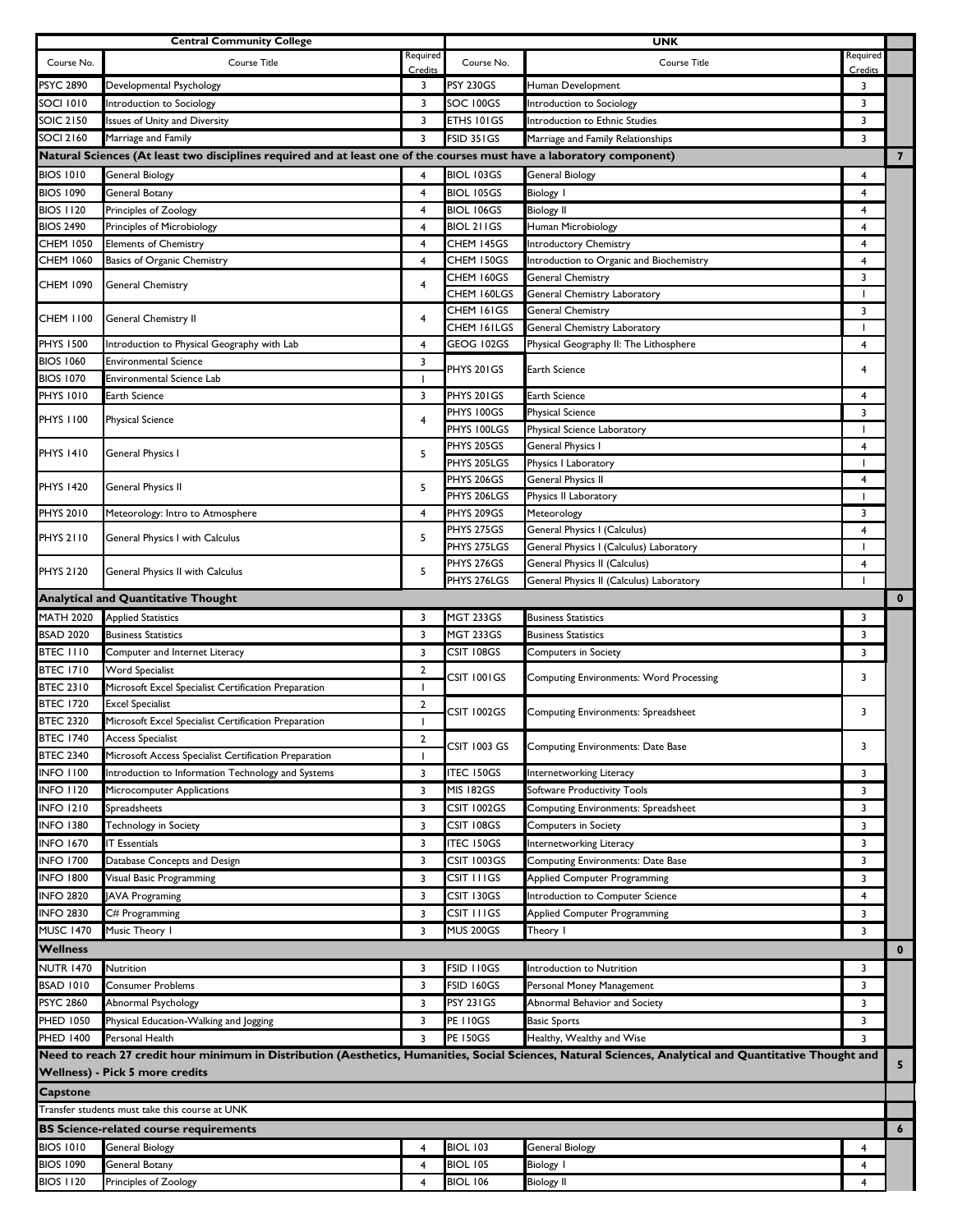| Central Community College | | | UNK | | | |
|---|---|---|---|---|---|---|
| Course No. | Course Title | Required Credits | Course No. | Course Title | Required Credits | |
| PSYC 2890 | Developmental Psychology | 3 | PSY 230GS | Human Development | 3 | |
| SOCI 1010 | Introduction to Sociology | 3 | SOC 100GS | Introduction to Sociology | 3 | |
| SOIC 2150 | Issues of Unity and Diversity | 3 | ETHS 101GS | Introduction to Ethnic Studies | 3 | |
| SOCI 2160 | Marriage and Family | 3 | FSID 351GS | Marriage and Family Relationships | 3 | |
| **Natural Sciences (At least two disciplines required and at least one of the courses must have a laboratory component)** | | | | | | **7** |
| BIOS 1010 | General Biology | 4 | BIOL 103GS | General Biology | 4 | |
| BIOS 1090 | General Botany | 4 | BIOL 105GS | Biology I | 4 | |
| BIOS 1120 | Principles of Zoology | 4 | BIOL 106GS | Biology II | 4 | |
| BIOS 2490 | Principles of Microbiology | 4 | BIOL 211GS | Human Microbiology | 4 | |
| CHEM 1050 | Elements of Chemistry | 4 | CHEM 145GS | Introductory Chemistry | 4 | |
| CHEM 1060 | Basics of Organic Chemistry | 4 | CHEM 150GS | Introduction to Organic and Biochemistry | 4 | |
| CHEM 1090 | General Chemistry | 4 | CHEM 160GS | General Chemistry | 3 | |
| | | | CHEM 160LGS | General Chemistry Laboratory | 1 | |
| CHEM 1100 | General Chemistry II | 4 | CHEM 161GS | General Chemistry | 3 | |
| | | | CHEM 161LGS | General Chemistry Laboratory | 1 | |
| PHYS 1500 | Introduction to Physical Geography with Lab | 4 | GEOG 102GS | Physical Geography II: The Lithosphere | 4 | |
| BIOS 1060 | Environmental Science | 3 | PHYS 201GS | Earth Science | 4 | |
| BIOS 1070 | Environmental Science Lab | 1 | | | | |
| PHYS 1010 | Earth Science | 3 | PHYS 201GS | Earth Science | 4 | |
| PHYS 1100 | Physical Science | 4 | PHYS 100GS | Physical Science | 3 | |
| | | | PHYS 100LGS | Physical Science Laboratory | 1 | |
| PHYS 1410 | General Physics I | 5 | PHYS 205GS | General Physics I | 4 | |
| | | | PHYS 205LGS | Physics I Laboratory | 1 | |
| PHYS 1420 | General Physics II | 5 | PHYS 206GS | General Physics II | 4 | |
| | | | PHYS 206LGS | Physics II Laboratory | 1 | |
| PHYS 2010 | Meteorology: Intro to Atmosphere | 4 | PHYS 209GS | Meteorology | 3 | |
| PHYS 2110 | General Physics I with Calculus | 5 | PHYS 275GS | General Physics I (Calculus) | 4 | |
| | | | PHYS 275LGS | General Physics I (Calculus) Laboratory | 1 | |
| PHYS 2120 | General Physics II with Calculus | 5 | PHYS 276GS | General Physics II (Calculus) | 4 | |
| | | | PHYS 276LGS | General Physics II (Calculus) Laboratory | 1 | |
| **Analytical and Quantitative Thought** | | | | | | **0** |
| MATH 2020 | Applied Statistics | 3 | MGT 233GS | Business Statistics | 3 | |
| BSAD 2020 | Business Statistics | 3 | MGT 233GS | Business Statistics | 3 | |
| BTEC 1110 | Computer and Internet Literacy | 3 | CSIT 108GS | Computers in Society | 3 | |
| BTEC 1710 | Word Specialist | 2 | CSIT 1001GS | Computing Environments: Word Processing | 3 | |
| BTEC 2310 | Microsoft Excel Specialist Certification Preparation | 1 | | | | |
| BTEC 1720 | Excel Specialist | 2 | CSIT 1002GS | Computing Environments: Spreadsheet | 3 | |
| BTEC 2320 | Microsoft Excel Specialist Certification Preparation | 1 | | | | |
| BTEC 1740 | Access Specialist | 2 | CSIT 1003 GS | Computing Environments: Date Base | 3 | |
| BTEC 2340 | Microsoft Access Specialist Certification Preparation | 1 | | | | |
| INFO 1100 | Introduction to Information Technology and Systems | 3 | ITEC 150GS | Internetworking Literacy | 3 | |
| INFO 1120 | Microcomputer Applications | 3 | MIS 182GS | Software Productivity Tools | 3 | |
| INFO 1210 | Spreadsheets | 3 | CSIT 1002GS | Computing Environments: Spreadsheet | 3 | |
| INFO 1380 | Technology in Society | 3 | CSIT 108GS | Computers in Society | 3 | |
| INFO 1670 | IT Essentials | 3 | ITEC 150GS | Internetworking Literacy | 3 | |
| INFO 1700 | Database Concepts and Design | 3 | CSIT 1003GS | Computing Environments: Date Base | 3 | |
| INFO 1800 | Visual Basic Programming | 3 | CSIT 111GS | Applied Computer Programming | 3 | |
| INFO 2820 | JAVA Programing | 3 | CSIT 130GS | Introduction to Computer Science | 4 | |
| INFO 2830 | C# Programming | 3 | CSIT 111GS | Applied Computer Programming | 3 | |
| MUSC 1470 | Music Theory I | 3 | MUS 200GS | Theory I | 3 | |
| **Wellness** | | | | | | **0** |
| NUTR 1470 | Nutrition | 3 | FSID 110GS | Introduction to Nutrition | 3 | |
| BSAD 1010 | Consumer Problems | 3 | FSID 160GS | Personal Money Management | 3 | |
| PSYC 2860 | Abnormal Psychology | 3 | PSY 231GS | Abnormal Behavior and Society | 3 | |
| PHED 1050 | Physical Education-Walking and Jogging | 3 | PE 110GS | Basic Sports | 3 | |
| PHED 1400 | Personal Health | 3 | PE 150GS | Healthy, Wealthy and Wise | 3 | |
| **Need to reach 27 credit hour minimum in Distribution (Aesthetics, Humanities, Social Sciences, Natural Sciences, Analytical and Quantitative Thought and Wellness) - Pick 5 more credits** | | | | | | **5** |
| **Capstone** | | | | | | |
| Transfer students must take this course at UNK | | | | | | |
| **BS Science-related course requirements** | | | | | | **6** |
| BIOS 1010 | General Biology | 4 | BIOL 103 | General Biology | 4 | |
| BIOS 1090 | General Botany | 4 | BIOL 105 | Biology I | 4 | |
| BIOS 1120 | Principles of Zoology | 4 | BIOL 106 | Biology II | 4 | |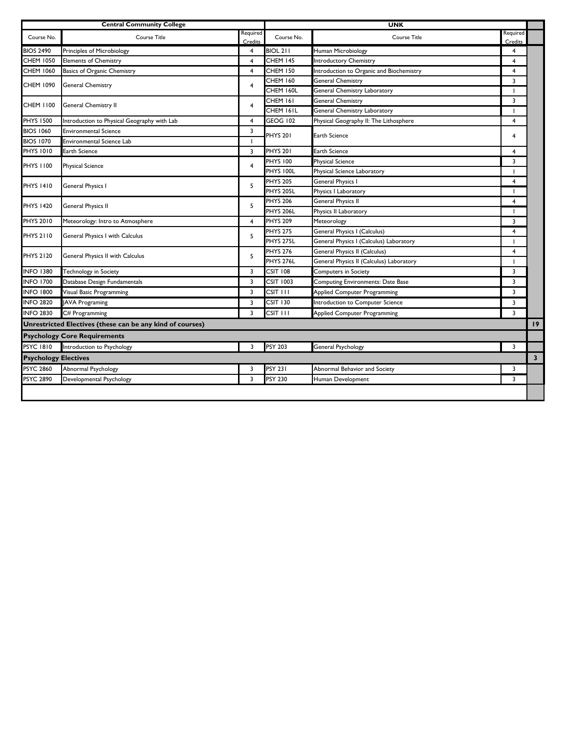| Central Community College | | | UNK | | | |
|---|---|---|---|---|---|---|
| Course No. | Course Title | Required Credits | Course No. | Course Title | Required Credits | |
| BIOS 2490 | Principles of Microbiology | 4 | BIOL 211 | Human Microbiology | 4 | |
| CHEM 1050 | Elements of Chemistry | 4 | CHEM 145 | Introductory Chemistry | 4 | |
| CHEM 1060 | Basics of Organic Chemistry | 4 | CHEM 150 | Introduction to Organic and Biochemistry | 4 | |
| CHEM 1090 | General Chemistry | 4 | CHEM 160 | General Chemistry | 3 | |
| | | | CHEM 160L | General Chemistry Laboratory | 1 | |
| CHEM 1100 | General Chemistry II | 4 | CHEM 161 | General Chemistry | 3 | |
| | | | CHEM 161L | General Chemistry Laboratory | 1 | |
| PHYS 1500 | Introduction to Physical Geography with Lab | 4 | GEOG 102 | Physical Geography II: The Lithosphere | 4 | |
| BIOS 1060 | Environmental Science | 3 | PHYS 201 | Earth Science | 4 | |
| BIOS 1070 | Environmental Science Lab | 1 | | | | |
| PHYS 1010 | Earth Science | 3 | PHYS 201 | Earth Science | 4 | |
| PHYS 1100 | Physical Science | 4 | PHYS 100 | Physical Science | 3 | |
| | | | PHYS 100L | Physical Science Laboratory | 1 | |
| PHYS 1410 | General Physics I | 5 | PHYS 205 | General Physics I | 4 | |
| | | | PHYS 205L | Physics I Laboratory | 1 | |
| PHYS 1420 | General Physics II | 5 | PHYS 206 | General Physics II | 4 | |
| | | | PHYS 206L | Physics II Laboratory | 1 | |
| PHYS 2010 | Meteorology: Intro to Atmosphere | 4 | PHYS 209 | Meteorology | 3 | |
| PHYS 2110 | General Physics I with Calculus | 5 | PHYS 275 | General Physics I (Calculus) | 4 | |
| | | | PHYS 275L | General Physics I (Calculus) Laboratory | 1 | |
| PHYS 2120 | General Physics II with Calculus | 5 | PHYS 276 | General Physics II (Calculus) | 4 | |
| | | | PHYS 276L | General Physics II (Calculus) Laboratory | 1 | |
| INFO 1380 | Technology in Society | 3 | CSIT 108 | Computers in Society | 3 | |
| INFO 1700 | Database Design Fundamentals | 3 | CSIT 1003 | Computing Environments: Date Base | 3 | |
| INFO 1800 | Visual Basic Programming | 3 | CSIT 111 | Applied Computer Programming | 3 | |
| INFO 2820 | JAVA Programing | 3 | CSIT 130 | Introduction to Computer Science | 3 | |
| INFO 2830 | C# Programming | 3 | CSIT 111 | Applied Computer Programming | 3 | |
| **Unrestricted Electives (these can be any kind of courses)** | | | | | | **19** |
| **Psychology Core Requirements** | | | | | | |
| PSYC 1810 | Introduction to Psychology | 3 | PSY 203 | General Psychology | 3 | |
| **Psychology Electives** | | | | | | **3** |
| PSYC 2860 | Abnormal Psychology | 3 | PSY 231 | Abnormal Behavior and Society | 3 | |
| PSYC 2890 | Developmental Psychology | 3 | PSY 230 | Human Development | 3 | |